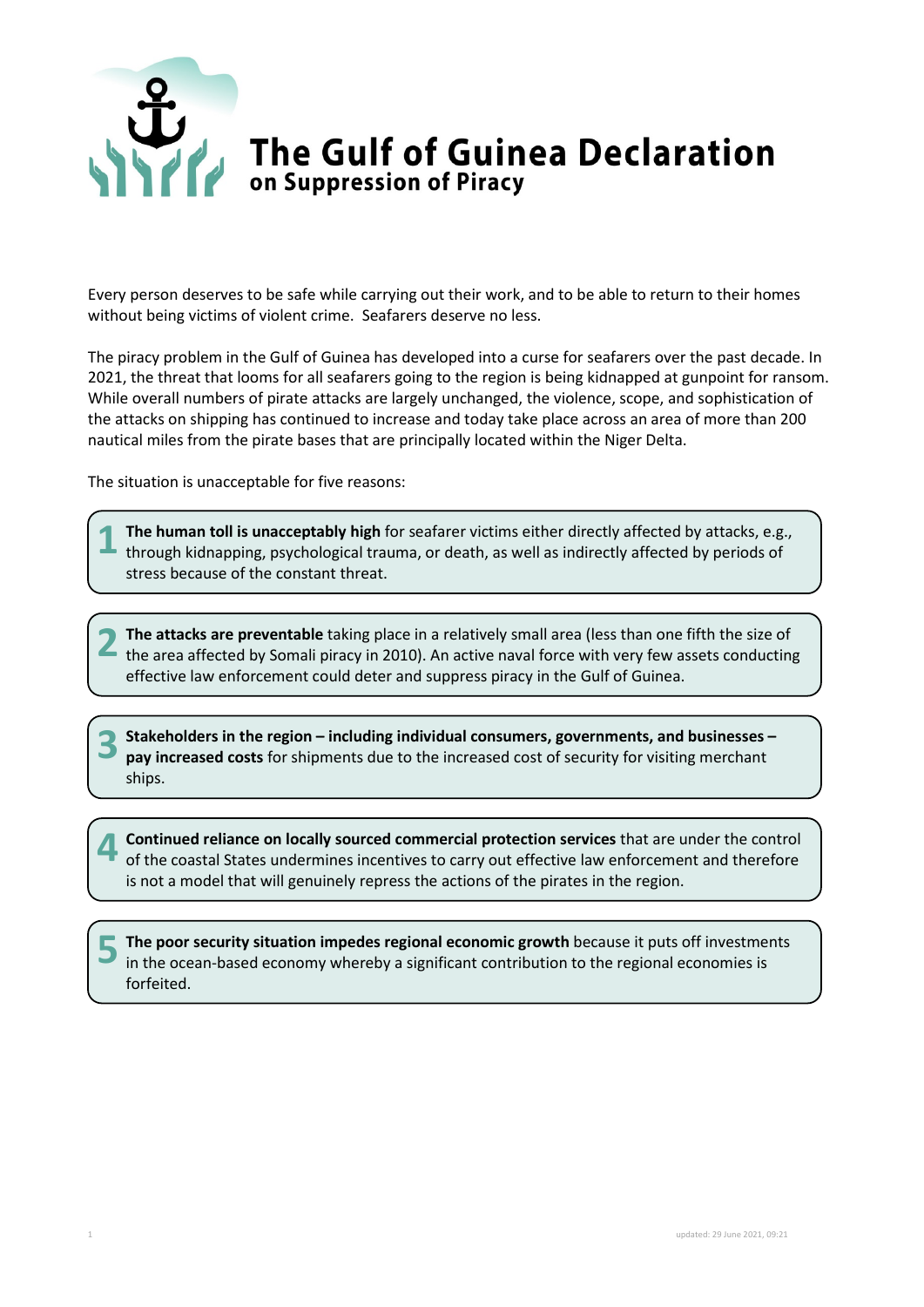# The Gulf of Guinea Declaration
## on Suppression of Piracy

Every person deserves to be safe while carrying out their work, and to be able to return to their homes without being victims of violent crime. Seafarers deserve no less.

The piracy problem in the Gulf of Guinea has developed into a curse for seafarers over the past decade. In 2021, the threat that looms for all seafarers going to the region is being kidnapped at gunpoint for ransom. While overall numbers of pirate attacks are largely unchanged, the violence, scope, and sophistication of the attacks on shipping has continued to increase and today take place across an area of more than 200 nautical miles from the pirate bases that are principally located within the Niger Delta.

The situation is unacceptable for five reasons:

1. **The human toll is unacceptably high** for seafarer victims either directly affected by attacks, e.g., through kidnapping, psychological trauma, or death, as well as indirectly affected by periods of stress because of the constant threat.

2. **The attacks are preventable** taking place in a relatively small area (less than one fifth the size of the area affected by Somali piracy in 2010). An active naval force with very few assets conducting effective law enforcement could deter and suppress piracy in the Gulf of Guinea.

3. **Stakeholders in the region – including individual consumers, governments, and businesses – pay increased costs** for shipments due to the increased cost of security for visiting merchant ships.

4. **Continued reliance on locally sourced commercial protection services** that are under the control of the coastal States undermines incentives to carry out effective law enforcement and therefore is not a model that will genuinely repress the actions of the pirates in the region.

5. **The poor security situation impedes regional economic growth** because it puts off investments in the ocean-based economy whereby a significant contribution to the regional economies is forfeited.

updated: 29 June 2021, 09:21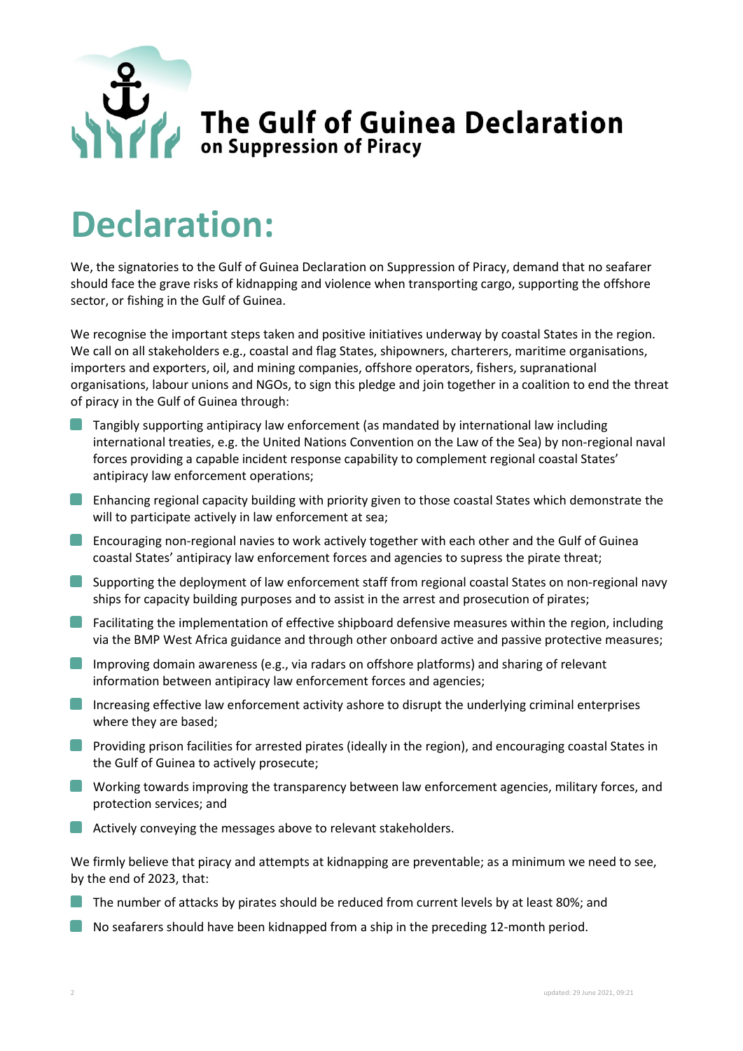# The Gulf of Guinea Declaration on Suppression of Piracy

# Declaration:

We, the signatories to the Gulf of Guinea Declaration on Suppression of Piracy, demand that no seafarer should face the grave risks of kidnapping and violence when transporting cargo, supporting the offshore sector, or fishing in the Gulf of Guinea.

We recognise the important steps taken and positive initiatives underway by coastal States in the region. We call on all stakeholders e.g., coastal and flag States, shipowners, charterers, maritime organisations, importers and exporters, oil, and mining companies, offshore operators, fishers, supranational organisations, labour unions and NGOs, to sign this pledge and join together in a coalition to end the threat of piracy in the Gulf of Guinea through:

- Tangibly supporting antipiracy law enforcement (as mandated by international law including international treaties, e.g. the United Nations Convention on the Law of the Sea) by non-regional naval forces providing a capable incident response capability to complement regional coastal States' antipiracy law enforcement operations;
- Enhancing regional capacity building with priority given to those coastal States which demonstrate the will to participate actively in law enforcement at sea;
- Encouraging non-regional navies to work actively together with each other and the Gulf of Guinea coastal States' antipiracy law enforcement forces and agencies to supress the pirate threat;
- Supporting the deployment of law enforcement staff from regional coastal States on non-regional navy ships for capacity building purposes and to assist in the arrest and prosecution of pirates;
- Facilitating the implementation of effective shipboard defensive measures within the region, including via the BMP West Africa guidance and through other onboard active and passive protective measures;
- Improving domain awareness (e.g., via radars on offshore platforms) and sharing of relevant information between antipiracy law enforcement forces and agencies;
- Increasing effective law enforcement activity ashore to disrupt the underlying criminal enterprises where they are based;
- Providing prison facilities for arrested pirates (ideally in the region), and encouraging coastal States in the Gulf of Guinea to actively prosecute;
- Working towards improving the transparency between law enforcement agencies, military forces, and protection services; and
- Actively conveying the messages above to relevant stakeholders.

We firmly believe that piracy and attempts at kidnapping are preventable; as a minimum we need to see, by the end of 2023, that:

- The number of attacks by pirates should be reduced from current levels by at least 80%; and
- No seafarers should have been kidnapped from a ship in the preceding 12-month period.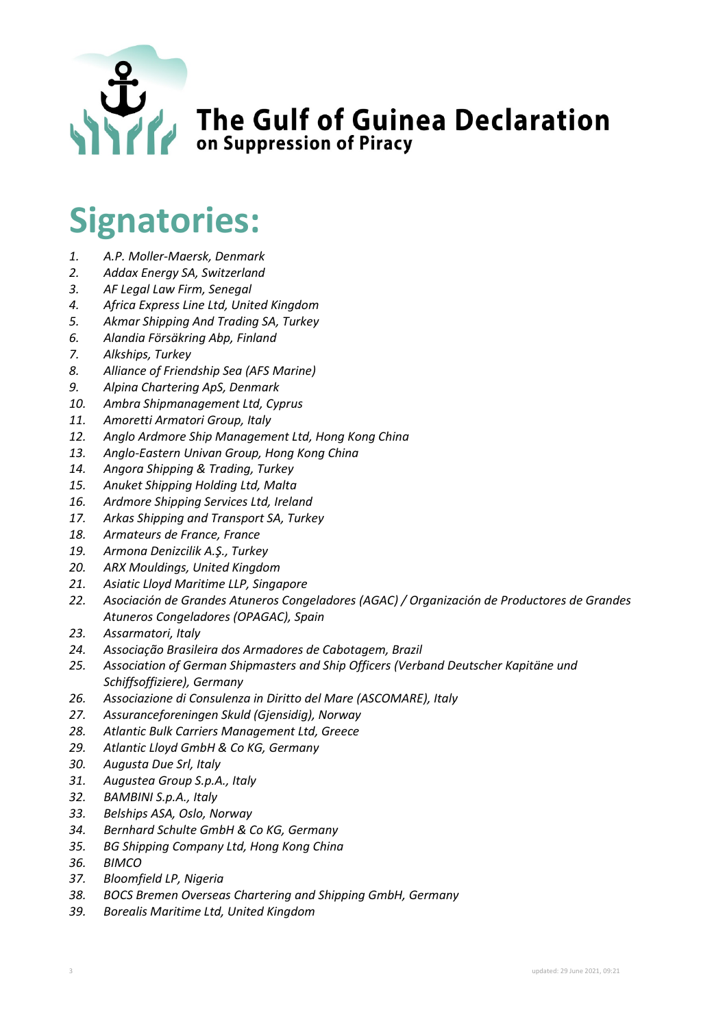# The Gulf of Guinea Declaration on Suppression of Piracy

## Signatories:

1. *A.P. Moller-Maersk, Denmark*
2. *Addax Energy SA, Switzerland*
3. *AF Legal Law Firm, Senegal*
4. *Africa Express Line Ltd, United Kingdom*
5. *Akmar Shipping And Trading SA, Turkey*
6. *Alandia Försäkring Abp, Finland*
7. *Alkships, Turkey*
8. *Alliance of Friendship Sea (AFS Marine)*
9. *Alpina Chartering ApS, Denmark*
10. *Ambra Shipmanagement Ltd, Cyprus*
11. *Amoretti Armatori Group, Italy*
12. *Anglo Ardmore Ship Management Ltd, Hong Kong China*
13. *Anglo-Eastern Univan Group, Hong Kong China*
14. *Angora Shipping & Trading, Turkey*
15. *Anuket Shipping Holding Ltd, Malta*
16. *Ardmore Shipping Services Ltd, Ireland*
17. *Arkas Shipping and Transport SA, Turkey*
18. *Armateurs de France, France*
19. *Armona Denizcilik A.Ş., Turkey*
20. *ARX Mouldings, United Kingdom*
21. *Asiatic Lloyd Maritime LLP, Singapore*
22. *Asociación de Grandes Atuneros Congeladores (AGAC) / Organización de Productores de Grandes Atuneros Congeladores (OPAGAC), Spain*
23. *Assarmatori, Italy*
24. *Associação Brasileira dos Armadores de Cabotagem, Brazil*
25. *Association of German Shipmasters and Ship Officers (Verband Deutscher Kapitäne und Schiffsoffiziere), Germany*
26. *Associazione di Consulenza in Diritto del Mare (ASCOMARE), Italy*
27. *Assuranceforeningen Skuld (Gjensidig), Norway*
28. *Atlantic Bulk Carriers Management Ltd, Greece*
29. *Atlantic Lloyd GmbH & Co KG, Germany*
30. *Augusta Due Srl, Italy*
31. *Augustea Group S.p.A., Italy*
32. *BAMBINI S.p.A., Italy*
33. *Belships ASA, Oslo, Norway*
34. *Bernhard Schulte GmbH & Co KG, Germany*
35. *BG Shipping Company Ltd, Hong Kong China*
36. *BIMCO*
37. *Bloomfield LP, Nigeria*
38. *BOCS Bremen Overseas Chartering and Shipping GmbH, Germany*
39. *Borealis Maritime Ltd, United Kingdom*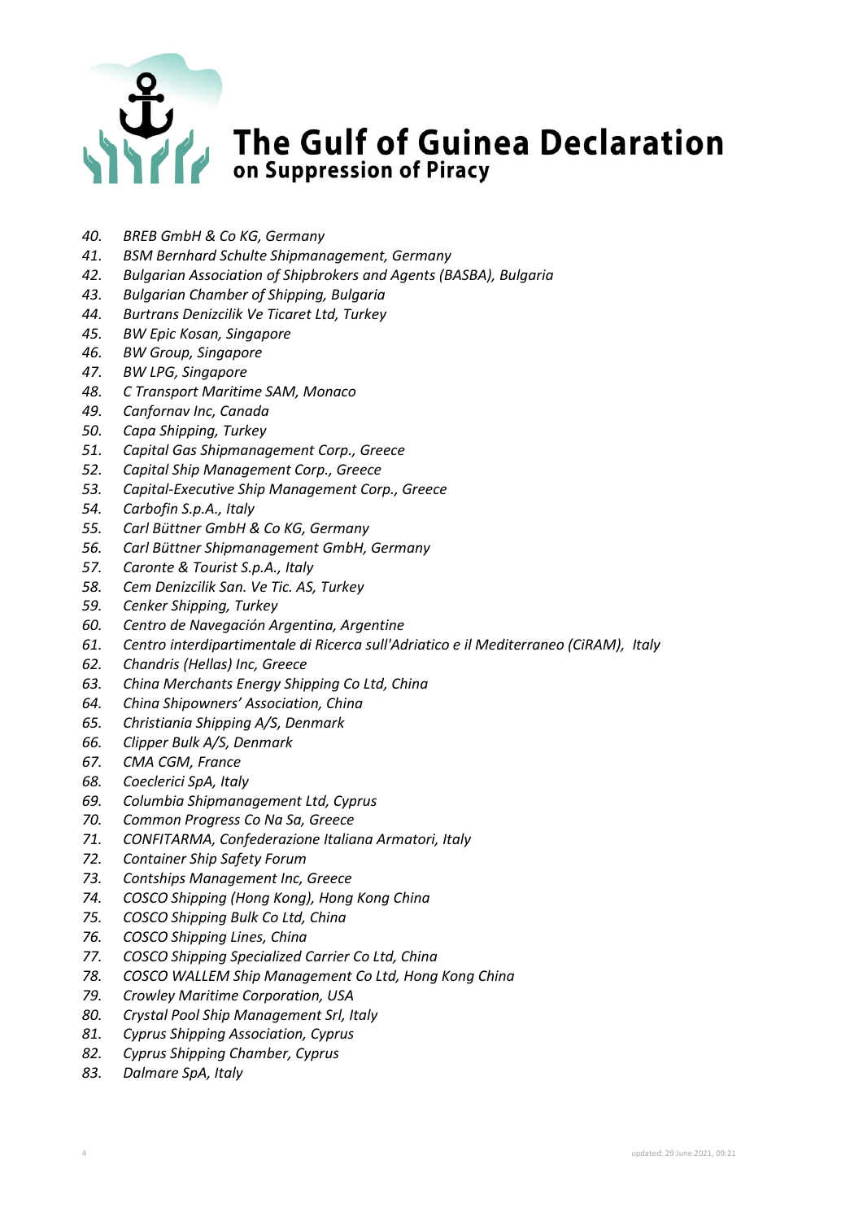# The Gulf of Guinea Declaration on Suppression of Piracy

40. *BREB GmbH & Co KG, Germany*
41. *BSM Bernhard Schulte Shipmanagement, Germany*
42. *Bulgarian Association of Shipbrokers and Agents (BASBA), Bulgaria*
43. *Bulgarian Chamber of Shipping, Bulgaria*
44. *Burtrans Denizcilik Ve Ticaret Ltd, Turkey*
45. *BW Epic Kosan, Singapore*
46. *BW Group, Singapore*
47. *BW LPG, Singapore*
48. *C Transport Maritime SAM, Monaco*
49. *Canfornav Inc, Canada*
50. *Capa Shipping, Turkey*
51. *Capital Gas Shipmanagement Corp., Greece*
52. *Capital Ship Management Corp., Greece*
53. *Capital-Executive Ship Management Corp., Greece*
54. *Carbofin S.p.A., Italy*
55. *Carl Büttner GmbH & Co KG, Germany*
56. *Carl Büttner Shipmanagement GmbH, Germany*
57. *Caronte & Tourist S.p.A., Italy*
58. *Cem Denizcilik San. Ve Tic. AS, Turkey*
59. *Cenker Shipping, Turkey*
60. *Centro de Navegación Argentina, Argentine*
61. *Centro interdipartimentale di Ricerca sull'Adriatico e il Mediterraneo (CiRAM), Italy*
62. *Chandris (Hellas) Inc, Greece*
63. *China Merchants Energy Shipping Co Ltd, China*
64. *China Shipowners' Association, China*
65. *Christiania Shipping A/S, Denmark*
66. *Clipper Bulk A/S, Denmark*
67. *CMA CGM, France*
68. *Coeclerici SpA, Italy*
69. *Columbia Shipmanagement Ltd, Cyprus*
70. *Common Progress Co Na Sa, Greece*
71. *CONFITARMA, Confederazione Italiana Armatori, Italy*
72. *Container Ship Safety Forum*
73. *Contships Management Inc, Greece*
74. *COSCO Shipping (Hong Kong), Hong Kong China*
75. *COSCO Shipping Bulk Co Ltd, China*
76. *COSCO Shipping Lines, China*
77. *COSCO Shipping Specialized Carrier Co Ltd, China*
78. *COSCO WALLEM Ship Management Co Ltd, Hong Kong China*
79. *Crowley Maritime Corporation, USA*
80. *Crystal Pool Ship Management Srl, Italy*
81. *Cyprus Shipping Association, Cyprus*
82. *Cyprus Shipping Chamber, Cyprus*
83. *Dalmare SpA, Italy*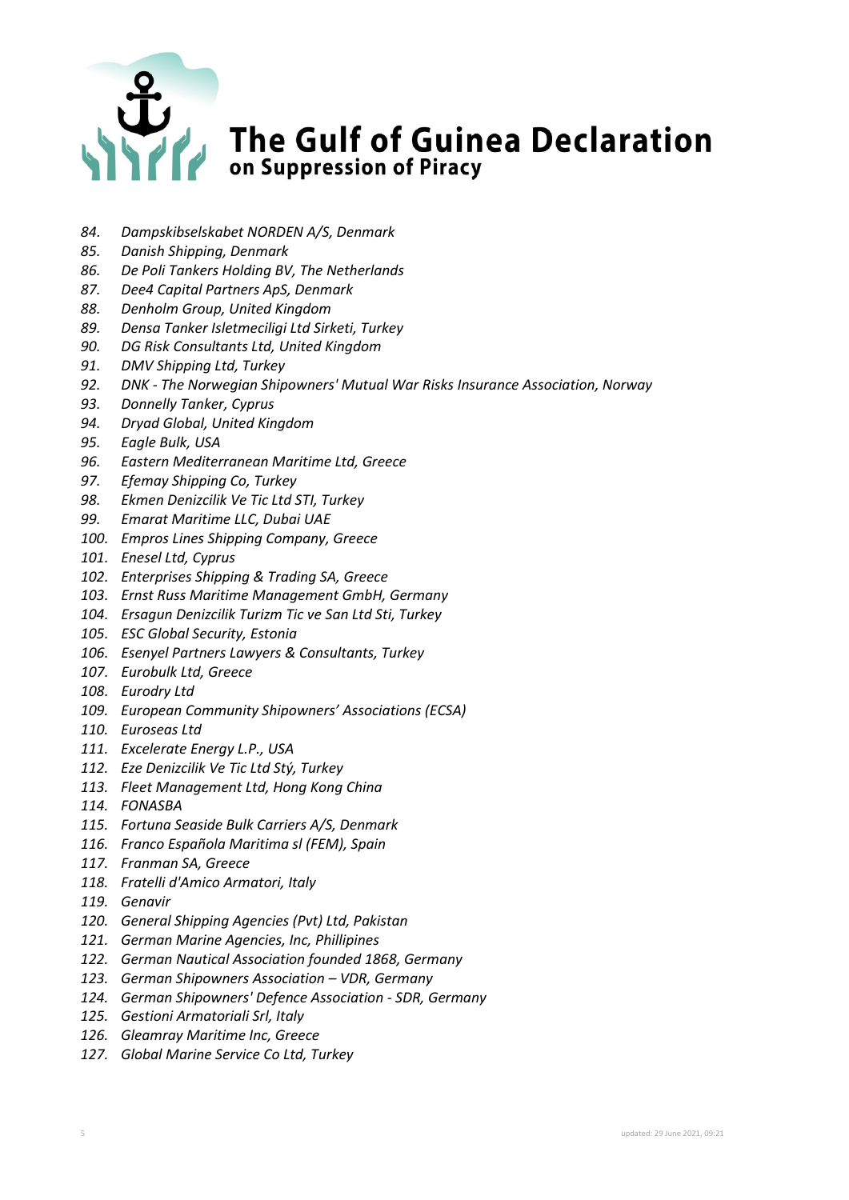84. *Dampskibselskabet NORDEN A/S, Denmark*
85. *Danish Shipping, Denmark*
86. *De Poli Tankers Holding BV, The Netherlands*
87. *Dee4 Capital Partners ApS, Denmark*
88. *Denholm Group, United Kingdom*
89. *Densa Tanker Isletmeciligi Ltd Sirketi, Turkey*
90. *DG Risk Consultants Ltd, United Kingdom*
91. *DMV Shipping Ltd, Turkey*
92. *DNK - The Norwegian Shipowners' Mutual War Risks Insurance Association, Norway*
93. *Donnelly Tanker, Cyprus*
94. *Dryad Global, United Kingdom*
95. *Eagle Bulk, USA*
96. *Eastern Mediterranean Maritime Ltd, Greece*
97. *Efemay Shipping Co, Turkey*
98. *Ekmen Denizcilik Ve Tic Ltd STI, Turkey*
99. *Emarat Maritime LLC, Dubai UAE*
100. *Empros Lines Shipping Company, Greece*
101. *Enesel Ltd, Cyprus*
102. *Enterprises Shipping & Trading SA, Greece*
103. *Ernst Russ Maritime Management GmbH, Germany*
104. *Ersagun Denizcilik Turizm Tic ve San Ltd Sti, Turkey*
105. *ESC Global Security, Estonia*
106. *Esenyel Partners Lawyers & Consultants, Turkey*
107. *Eurobulk Ltd, Greece*
108. *Eurodry Ltd*
109. *European Community Shipowners' Associations (ECSA)*
110. *Euroseas Ltd*
111. *Excelerate Energy L.P., USA*
112. *Eze Denizcilik Ve Tic Ltd Stý, Turkey*
113. *Fleet Management Ltd, Hong Kong China*
114. *FONASBA*
115. *Fortuna Seaside Bulk Carriers A/S, Denmark*
116. *Franco Española Maritima sl (FEM), Spain*
117. *Franman SA, Greece*
118. *Fratelli d'Amico Armatori, Italy*
119. *Genavir*
120. *General Shipping Agencies (Pvt) Ltd, Pakistan*
121. *German Marine Agencies, Inc, Phillipines*
122. *German Nautical Association founded 1868, Germany*
123. *German Shipowners Association – VDR, Germany*
124. *German Shipowners' Defence Association - SDR, Germany*
125. *Gestioni Armatoriali Srl, Italy*
126. *Gleamray Maritime Inc, Greece*
127. *Global Marine Service Co Ltd, Turkey*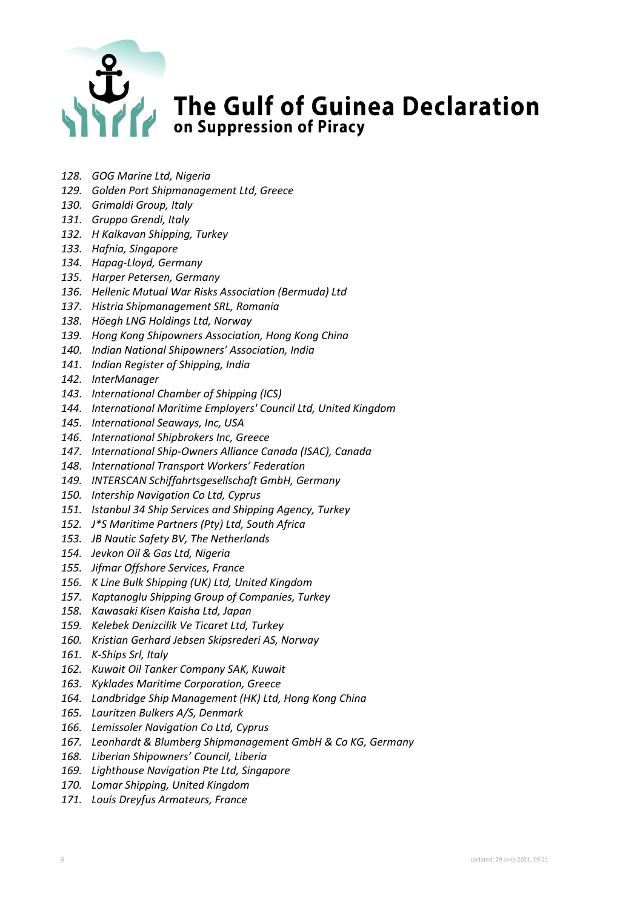# The Gulf of Guinea Declaration on Suppression of Piracy

128. *GOG Marine Ltd, Nigeria*
129. *Golden Port Shipmanagement Ltd, Greece*
130. *Grimaldi Group, Italy*
131. *Gruppo Grendi, Italy*
132. *H Kalkavan Shipping, Turkey*
133. *Hafnia, Singapore*
134. *Hapag-Lloyd, Germany*
135. *Harper Petersen, Germany*
136. *Hellenic Mutual War Risks Association (Bermuda) Ltd*
137. *Histria Shipmanagement SRL, Romania*
138. *Höegh LNG Holdings Ltd, Norway*
139. *Hong Kong Shipowners Association, Hong Kong China*
140. *Indian National Shipowners' Association, India*
141. *Indian Register of Shipping, India*
142. *InterManager*
143. *International Chamber of Shipping (ICS)*
144. *International Maritime Employers' Council Ltd, United Kingdom*
145. *International Seaways, Inc, USA*
146. *International Shipbrokers Inc, Greece*
147. *International Ship-Owners Alliance Canada (ISAC), Canada*
148. *International Transport Workers' Federation*
149. *INTERSCAN Schiffahrtsgesellschaft GmbH, Germany*
150. *Intership Navigation Co Ltd, Cyprus*
151. *Istanbul 34 Ship Services and Shipping Agency, Turkey*
152. *J*S Maritime Partners (Pty) Ltd, South Africa*
153. *JB Nautic Safety BV, The Netherlands*
154. *Jevkon Oil & Gas Ltd, Nigeria*
155. *Jifmar Offshore Services, France*
156. *K Line Bulk Shipping (UK) Ltd, United Kingdom*
157. *Kaptanoglu Shipping Group of Companies, Turkey*
158. *Kawasaki Kisen Kaisha Ltd, Japan*
159. *Kelebek Denizcilik Ve Ticaret Ltd, Turkey*
160. *Kristian Gerhard Jebsen Skipsrederi AS, Norway*
161. *K-Ships Srl, Italy*
162. *Kuwait Oil Tanker Company SAK, Kuwait*
163. *Kyklades Maritime Corporation, Greece*
164. *Landbridge Ship Management (HK) Ltd, Hong Kong China*
165. *Lauritzen Bulkers A/S, Denmark*
166. *Lemissoler Navigation Co Ltd, Cyprus*
167. *Leonhardt & Blumberg Shipmanagement GmbH & Co KG, Germany*
168. *Liberian Shipowners' Council, Liberia*
169. *Lighthouse Navigation Pte Ltd, Singapore*
170. *Lomar Shipping, United Kingdom*
171. *Louis Dreyfus Armateurs, France*

updated: 29 June 2021, 09:21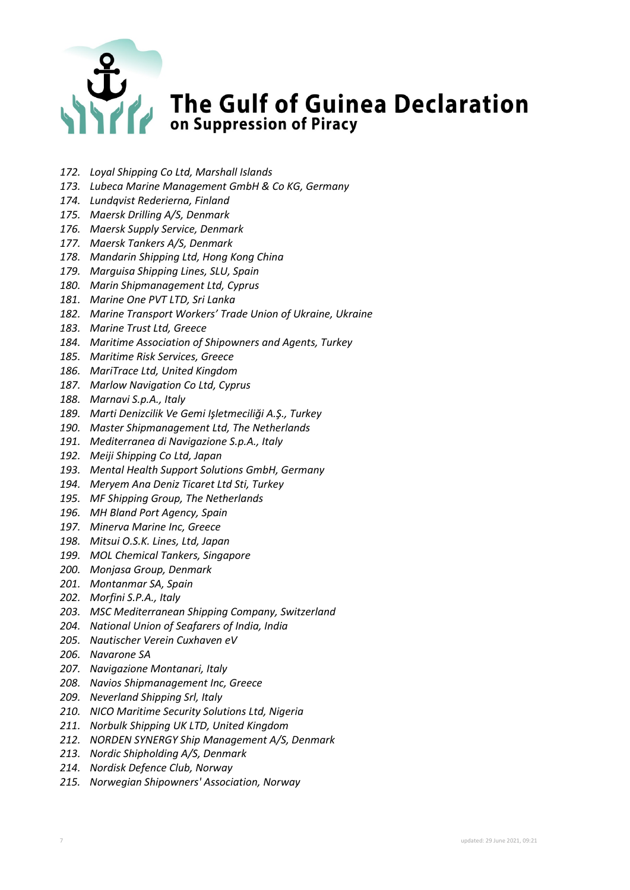# The Gulf of Guinea Declaration
## on Suppression of Piracy

172. *Loyal Shipping Co Ltd, Marshall Islands*
173. *Lubeca Marine Management GmbH & Co KG, Germany*
174. *Lundqvist Rederierna, Finland*
175. *Maersk Drilling A/S, Denmark*
176. *Maersk Supply Service, Denmark*
177. *Maersk Tankers A/S, Denmark*
178. *Mandarin Shipping Ltd, Hong Kong China*
179. *Marguisa Shipping Lines, SLU, Spain*
180. *Marin Shipmanagement Ltd, Cyprus*
181. *Marine One PVT LTD, Sri Lanka*
182. *Marine Transport Workers' Trade Union of Ukraine, Ukraine*
183. *Marine Trust Ltd, Greece*
184. *Maritime Association of Shipowners and Agents, Turkey*
185. *Maritime Risk Services, Greece*
186. *MariTrace Ltd, United Kingdom*
187. *Marlow Navigation Co Ltd, Cyprus*
188. *Marnavi S.p.A., Italy*
189. *Marti Denizcilik Ve Gemi Işletmeciliği A.Ş., Turkey*
190. *Master Shipmanagement Ltd, The Netherlands*
191. *Mediterranea di Navigazione S.p.A., Italy*
192. *Meiji Shipping Co Ltd, Japan*
193. *Mental Health Support Solutions GmbH, Germany*
194. *Meryem Ana Deniz Ticaret Ltd Sti, Turkey*
195. *MF Shipping Group, The Netherlands*
196. *MH Bland Port Agency, Spain*
197. *Minerva Marine Inc, Greece*
198. *Mitsui O.S.K. Lines, Ltd, Japan*
199. *MOL Chemical Tankers, Singapore*
200. *Monjasa Group, Denmark*
201. *Montanmar SA, Spain*
202. *Morfini S.P.A., Italy*
203. *MSC Mediterranean Shipping Company, Switzerland*
204. *National Union of Seafarers of India, India*
205. *Nautischer Verein Cuxhaven eV*
206. *Navarone SA*
207. *Navigazione Montanari, Italy*
208. *Navios Shipmanagement Inc, Greece*
209. *Neverland Shipping Srl, Italy*
210. *NICO Maritime Security Solutions Ltd, Nigeria*
211. *Norbulk Shipping UK LTD, United Kingdom*
212. *NORDEN SYNERGY Ship Management A/S, Denmark*
213. *Nordic Shipholding A/S, Denmark*
214. *Nordisk Defence Club, Norway*
215. *Norwegian Shipowners' Association, Norway*

updated: 29 June 2021, 09:21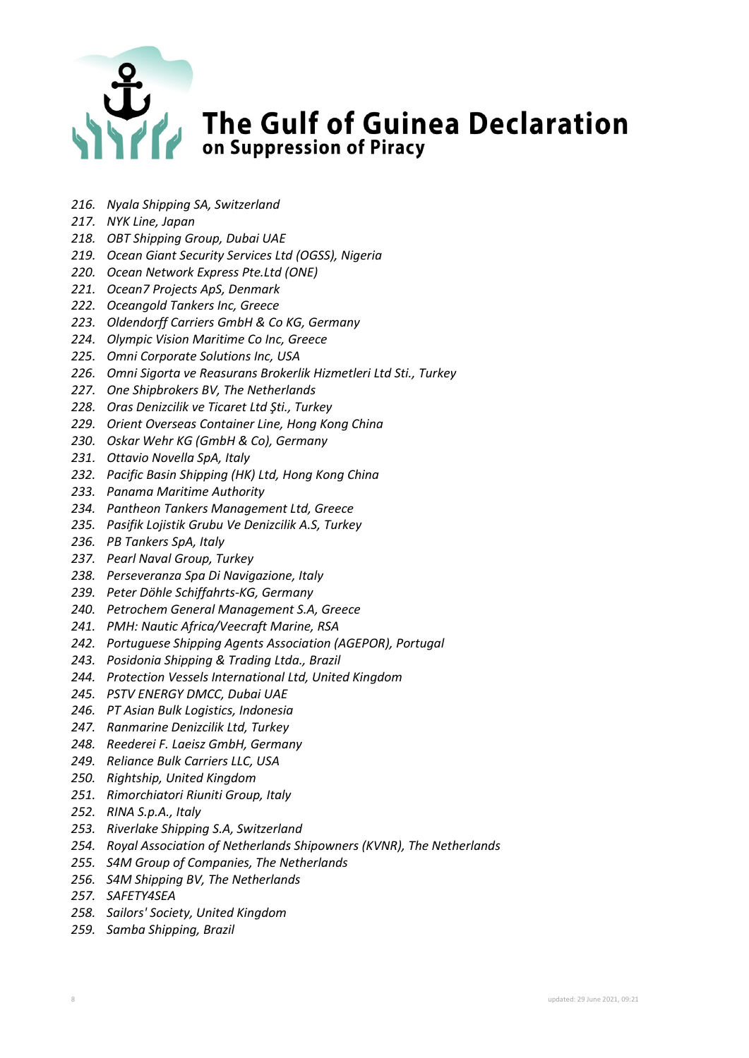# The Gulf of Guinea Declaration on Suppression of Piracy

216. *Nyala Shipping SA, Switzerland*
217. *NYK Line, Japan*
218. *OBT Shipping Group, Dubai UAE*
219. *Ocean Giant Security Services Ltd (OGSS), Nigeria*
220. *Ocean Network Express Pte.Ltd (ONE)*
221. *Ocean7 Projects ApS, Denmark*
222. *Oceangold Tankers Inc, Greece*
223. *Oldendorff Carriers GmbH & Co KG, Germany*
224. *Olympic Vision Maritime Co Inc, Greece*
225. *Omni Corporate Solutions Inc, USA*
226. *Omni Sigorta ve Reasurans Brokerlik Hizmetleri Ltd Sti., Turkey*
227. *One Shipbrokers BV, The Netherlands*
228. *Oras Denizcilik ve Ticaret Ltd Şti., Turkey*
229. *Orient Overseas Container Line, Hong Kong China*
230. *Oskar Wehr KG (GmbH & Co), Germany*
231. *Ottavio Novella SpA, Italy*
232. *Pacific Basin Shipping (HK) Ltd, Hong Kong China*
233. *Panama Maritime Authority*
234. *Pantheon Tankers Management Ltd, Greece*
235. *Pasifik Lojistik Grubu Ve Denizcilik A.S, Turkey*
236. *PB Tankers SpA, Italy*
237. *Pearl Naval Group, Turkey*
238. *Perseveranza Spa Di Navigazione, Italy*
239. *Peter Döhle Schiffahrts-KG, Germany*
240. *Petrochem General Management S.A, Greece*
241. *PMH: Nautic Africa/Veecraft Marine, RSA*
242. *Portuguese Shipping Agents Association (AGEPOR), Portugal*
243. *Posidonia Shipping & Trading Ltda., Brazil*
244. *Protection Vessels International Ltd, United Kingdom*
245. *PSTV ENERGY DMCC, Dubai UAE*
246. *PT Asian Bulk Logistics, Indonesia*
247. *Ranmarine Denizcilik Ltd, Turkey*
248. *Reederei F. Laeisz GmbH, Germany*
249. *Reliance Bulk Carriers LLC, USA*
250. *Rightship, United Kingdom*
251. *Rimorchiatori Riuniti Group, Italy*
252. *RINA S.p.A., Italy*
253. *Riverlake Shipping S.A, Switzerland*
254. *Royal Association of Netherlands Shipowners (KVNR), The Netherlands*
255. *S4M Group of Companies, The Netherlands*
256. *S4M Shipping BV, The Netherlands*
257. *SAFETY4SEA*
258. *Sailors' Society, United Kingdom*
259. *Samba Shipping, Brazil*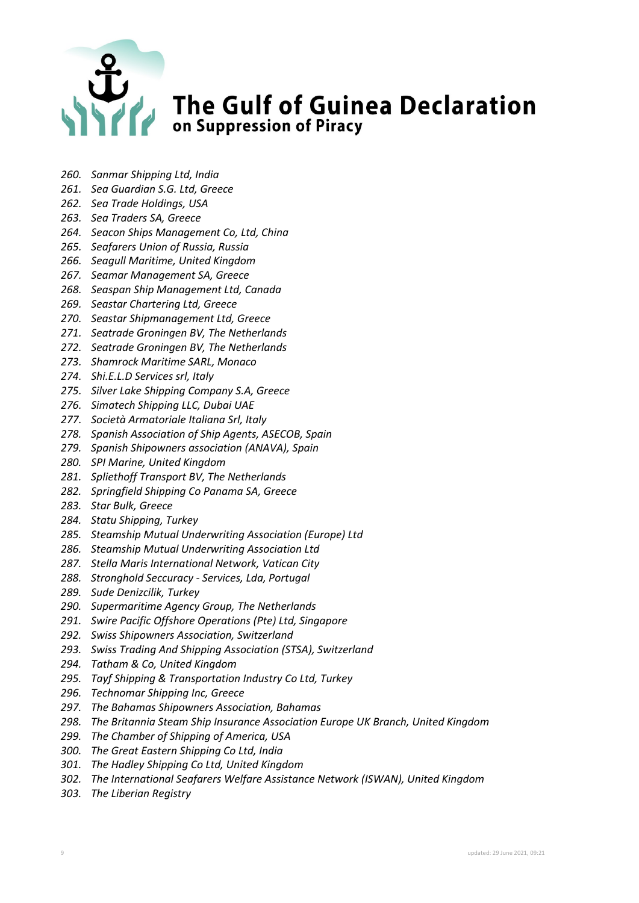# The Gulf of Guinea Declaration
## on Suppression of Piracy

260. *Sanmar Shipping Ltd, India*
261. *Sea Guardian S.G. Ltd, Greece*
262. *Sea Trade Holdings, USA*
263. *Sea Traders SA, Greece*
264. *Seacon Ships Management Co, Ltd, China*
265. *Seafarers Union of Russia, Russia*
266. *Seagull Maritime, United Kingdom*
267. *Seamar Management SA, Greece*
268. *Seaspan Ship Management Ltd, Canada*
269. *Seastar Chartering Ltd, Greece*
270. *Seastar Shipmanagement Ltd, Greece*
271. *Seatrade Groningen BV, The Netherlands*
272. *Seatrade Groningen BV, The Netherlands*
273. *Shamrock Maritime SARL, Monaco*
274. *Shi.E.L.D Services srl, Italy*
275. *Silver Lake Shipping Company S.A, Greece*
276. *Simatech Shipping LLC, Dubai UAE*
277. *Società Armatoriale Italiana Srl, Italy*
278. *Spanish Association of Ship Agents, ASECOB, Spain*
279. *Spanish Shipowners association (ANAVA), Spain*
280. *SPI Marine, United Kingdom*
281. *Spliethoff Transport BV, The Netherlands*
282. *Springfield Shipping Co Panama SA, Greece*
283. *Star Bulk, Greece*
284. *Statu Shipping, Turkey*
285. *Steamship Mutual Underwriting Association (Europe) Ltd*
286. *Steamship Mutual Underwriting Association Ltd*
287. *Stella Maris International Network, Vatican City*
288. *Stronghold Seccuracy - Services, Lda, Portugal*
289. *Sude Denizcilik, Turkey*
290. *Supermaritime Agency Group, The Netherlands*
291. *Swire Pacific Offshore Operations (Pte) Ltd, Singapore*
292. *Swiss Shipowners Association, Switzerland*
293. *Swiss Trading And Shipping Association (STSA), Switzerland*
294. *Tatham & Co, United Kingdom*
295. *Tayf Shipping & Transportation Industry Co Ltd, Turkey*
296. *Technomar Shipping Inc, Greece*
297. *The Bahamas Shipowners Association, Bahamas*
298. *The Britannia Steam Ship Insurance Association Europe UK Branch, United Kingdom*
299. *The Chamber of Shipping of America, USA*
300. *The Great Eastern Shipping Co Ltd, India*
301. *The Hadley Shipping Co Ltd, United Kingdom*
302. *The International Seafarers Welfare Assistance Network (ISWAN), United Kingdom*
303. *The Liberian Registry*

updated: 29 June 2021, 09:21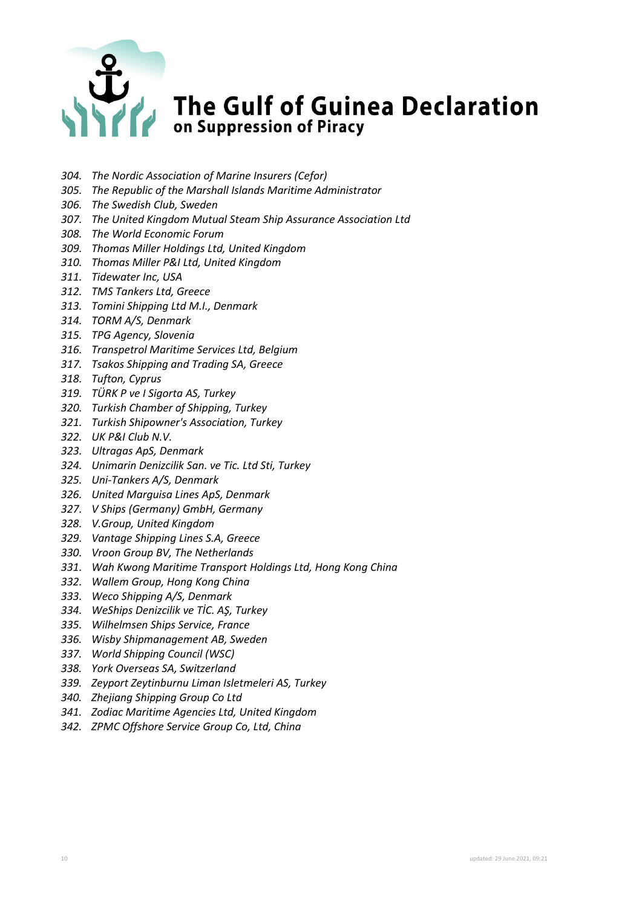304. *The Nordic Association of Marine Insurers (Cefor)*
305. *The Republic of the Marshall Islands Maritime Administrator*
306. *The Swedish Club, Sweden*
307. *The United Kingdom Mutual Steam Ship Assurance Association Ltd*
308. *The World Economic Forum*
309. *Thomas Miller Holdings Ltd, United Kingdom*
310. *Thomas Miller P&I Ltd, United Kingdom*
311. *Tidewater Inc, USA*
312. *TMS Tankers Ltd, Greece*
313. *Tomini Shipping Ltd M.I., Denmark*
314. *TORM A/S, Denmark*
315. *TPG Agency, Slovenia*
316. *Transpetrol Maritime Services Ltd, Belgium*
317. *Tsakos Shipping and Trading SA, Greece*
318. *Tufton, Cyprus*
319. *TÜRK P ve I Sigorta AS, Turkey*
320. *Turkish Chamber of Shipping, Turkey*
321. *Turkish Shipowner's Association, Turkey*
322. *UK P&I Club N.V.*
323. *Ultragas ApS, Denmark*
324. *Unimarin Denizcilik San. ve Tic. Ltd Sti, Turkey*
325. *Uni-Tankers A/S, Denmark*
326. *United Marguisa Lines ApS, Denmark*
327. *V Ships (Germany) GmbH, Germany*
328. *V.Group, United Kingdom*
329. *Vantage Shipping Lines S.A, Greece*
330. *Vroon Group BV, The Netherlands*
331. *Wah Kwong Maritime Transport Holdings Ltd, Hong Kong China*
332. *Wallem Group, Hong Kong China*
333. *Weco Shipping A/S, Denmark*
334. *WeShips Denizcilik ve TİC. AŞ, Turkey*
335. *Wilhelmsen Ships Service, France*
336. *Wisby Shipmanagement AB, Sweden*
337. *World Shipping Council (WSC)*
338. *York Overseas SA, Switzerland*
339. *Zeyport Zeytinburnu Liman Isletmeleri AS, Turkey*
340. *Zhejiang Shipping Group Co Ltd*
341. *Zodiac Maritime Agencies Ltd, United Kingdom*
342. *ZPMC Offshore Service Group Co, Ltd, China*

updated: 29 June 2021, 09:21